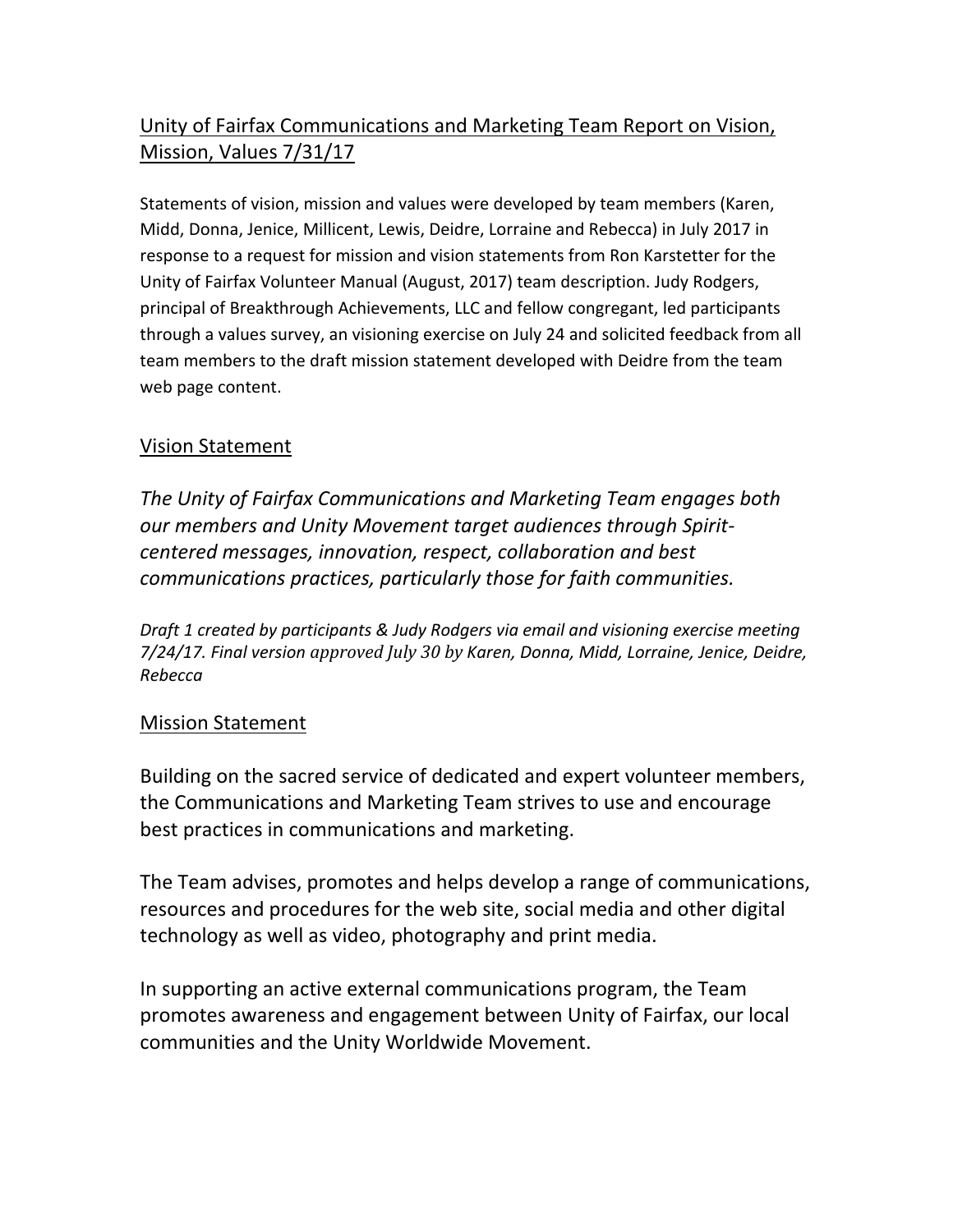# Unity of Fairfax Communications and Marketing Team Report on Vision, Mission, Values 7/31/17

Statements of vision, mission and values were developed by team members (Karen, Midd, Donna, Jenice, Millicent, Lewis, Deidre, Lorraine and Rebecca) in July 2017 in response to a request for mission and vision statements from Ron Karstetter for the Unity of Fairfax Volunteer Manual (August, 2017) team description. Judy Rodgers, principal of Breakthrough Achievements, LLC and fellow congregant, led participants through a values survey, an visioning exercise on July 24 and solicited feedback from all team members to the draft mission statement developed with Deidre from the team web page content.

## Vision Statement

*The Unity of Fairfax Communications and Marketing Team engages both our members and Unity Movement target audiences through Spirit-centered messages, innovation, respect, collaboration and best communications practices, particularly those for faith communities.*

*Draft 1 created by participants & Judy Rodgers via email and visioning exercise meeting 7/24/17. Final version approved July 30 by Karen, Donna, Midd, Lorraine, Jenice, Deidre, Rebecca*

## Mission Statement

Building on the sacred service of dedicated and expert volunteer members, the Communications and Marketing Team strives to use and encourage best practices in communications and marketing.

The Team advises, promotes and helps develop a range of communications, resources and procedures for the web site, social media and other digital technology as well as video, photography and print media.

In supporting an active external communications program, the Team promotes awareness and engagement between Unity of Fairfax, our local communities and the Unity Worldwide Movement.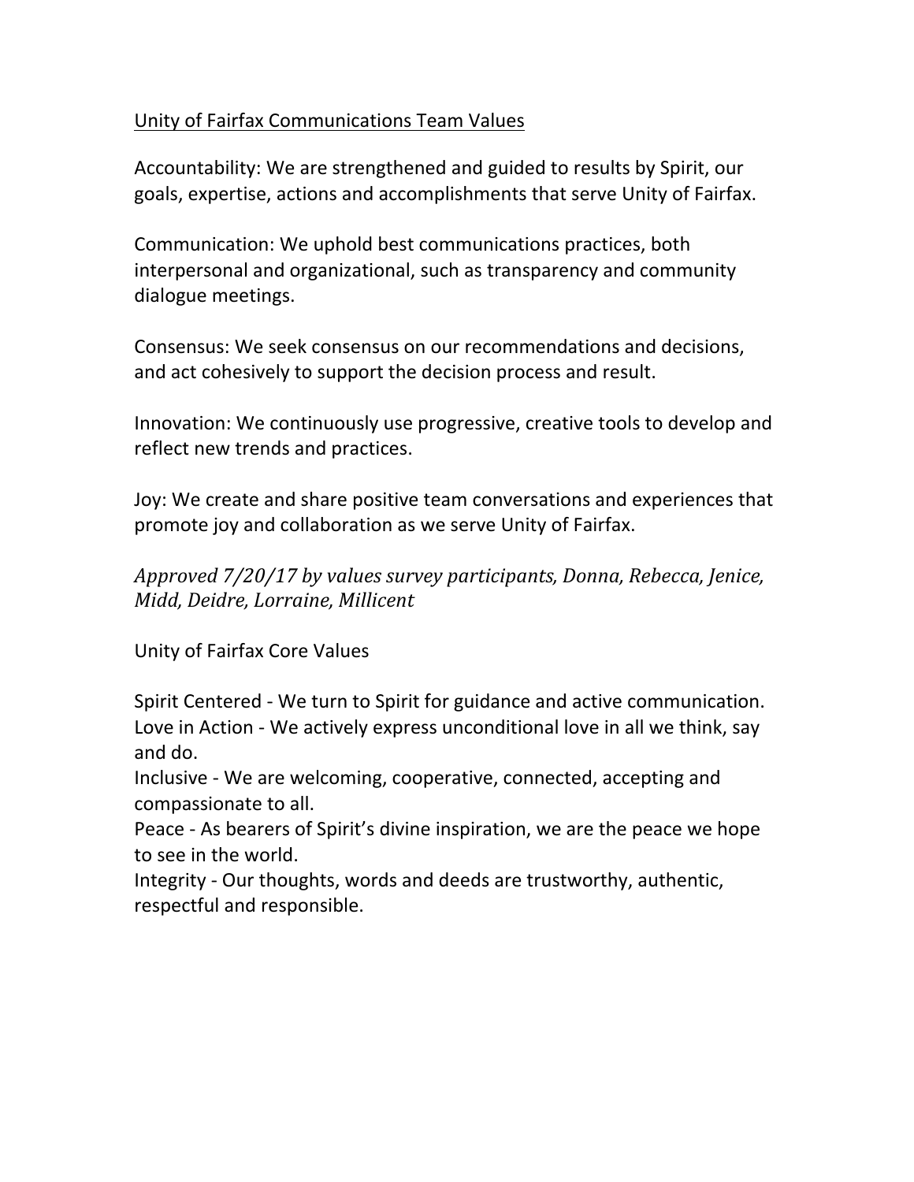## Unity of Fairfax Communications Team Values

Accountability: We are strengthened and guided to results by Spirit, our goals, expertise, actions and accomplishments that serve Unity of Fairfax.

Communication: We uphold best communications practices, both interpersonal and organizational, such as transparency and community dialogue meetings.

Consensus: We seek consensus on our recommendations and decisions, and act cohesively to support the decision process and result.

Innovation: We continuously use progressive, creative tools to develop and reflect new trends and practices.

Joy: We create and share positive team conversations and experiences that promote joy and collaboration as we serve Unity of Fairfax.

*Approved 7/20/17 by values survey participants, Donna, Rebecca, Jenice, Midd, Deidre, Lorraine, Millicent*

Unity of Fairfax Core Values

Spirit Centered - We turn to Spirit for guidance and active communication.
Love in Action - We actively express unconditional love in all we think, say and do.
Inclusive - We are welcoming, cooperative, connected, accepting and compassionate to all.
Peace - As bearers of Spirit's divine inspiration, we are the peace we hope to see in the world.
Integrity - Our thoughts, words and deeds are trustworthy, authentic, respectful and responsible.